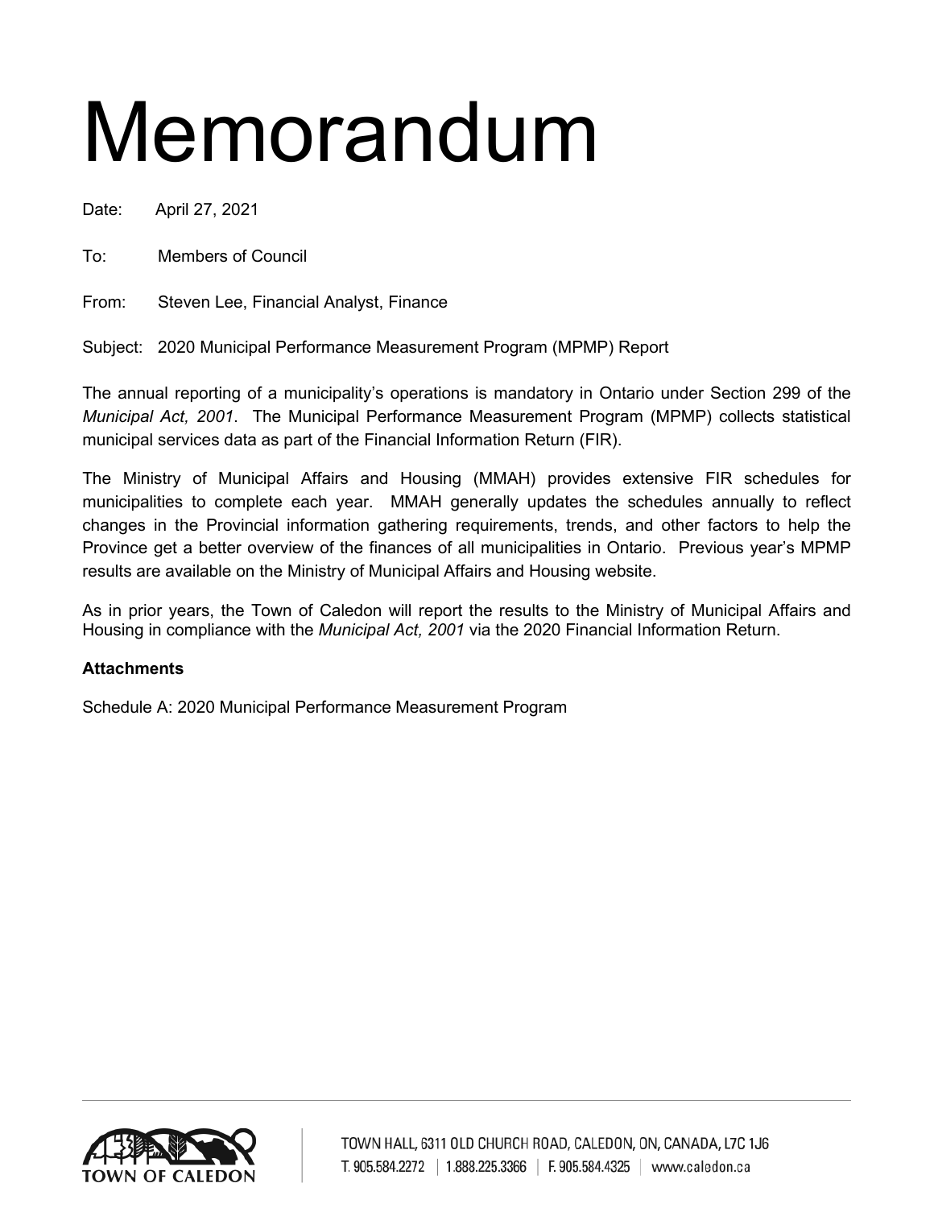# Memorandum

Date: April 27, 2021

To: Members of Council

From: Steven Lee, Financial Analyst, Finance

Subject: 2020 Municipal Performance Measurement Program (MPMP) Report

The annual reporting of a municipality's operations is mandatory in Ontario under Section 299 of the *Municipal Act, 2001*. The Municipal Performance Measurement Program (MPMP) collects statistical municipal services data as part of the Financial Information Return (FIR).

The Ministry of Municipal Affairs and Housing (MMAH) provides extensive FIR schedules for municipalities to complete each year. MMAH generally updates the schedules annually to reflect changes in the Provincial information gathering requirements, trends, and other factors to help the Province get a better overview of the finances of all municipalities in Ontario. Previous year's MPMP results are available on the Ministry of Municipal Affairs and Housing website.

As in prior years, the Town of Caledon will report the results to the Ministry of Municipal Affairs and Housing in compliance with the *Municipal Act, 2001* via the 2020 Financial Information Return.

**Attachments**

Schedule A: 2020 Municipal Performance Measurement Program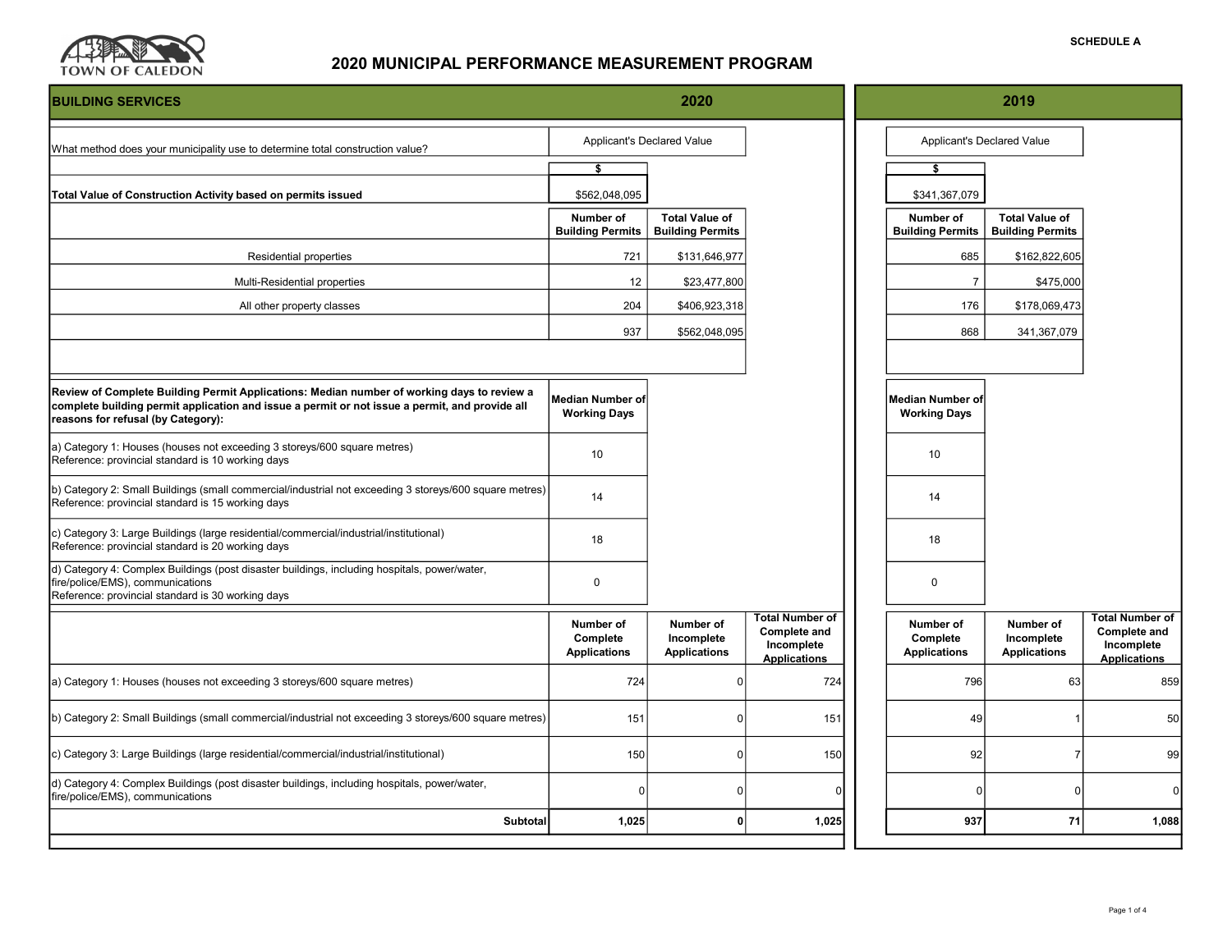SCHEDULE A

TOWN OF CALEDON

# 2020 MUNICIPAL PERFORMANCE MEASUREMENT PROGRAM

| BUILDING SERVICES | 2020 | | | 2019 | | |
|---|---|---|---|---|---|---|
| What method does your municipality use to determine total construction value? | Applicant's Declared Value | | | Applicant's Declared Value | | |
| | $ | | | $ | | |
| **Total Value of Construction Activity based on permits issued** | $562,048,095 | | | $341,367,079 | | |
| | **Number of Building Permits** | **Total Value of Building Permits** | | **Number of Building Permits** | **Total Value of Building Permits** | |
| Residential properties | 721 | $131,646,977 | | 685 | $162,822,605 | |
| Multi-Residential properties | 12 | $23,477,800 | | 7 | $475,000 | |
| All other property classes | 204 | $406,923,318 | | 176 | $178,069,473 | |
| | 937 | $562,048,095 | | 868 | 341,367,079 | |

| | 2020 | 2019 |
|---|---|---|
| **Review of Complete Building Permit Applications: Median number of working days to review a complete building permit application and issue a permit or not issue a permit, and provide all reasons for refusal (by Category):** | **Median Number of Working Days** | **Median Number of Working Days** |
| a) Category 1: Houses (houses not exceeding 3 storeys/600 square metres)<br>Reference: provincial standard is 10 working days | 10 | 10 |
| b) Category 2: Small Buildings (small commercial/industrial not exceeding 3 storeys/600 square metres)<br>Reference: provincial standard is 15 working days | 14 | 14 |
| c) Category 3: Large Buildings (large residential/commercial/industrial/institutional)<br>Reference: provincial standard is 20 working days | 18 | 18 |
| d) Category 4: Complex Buildings (post disaster buildings, including hospitals, power/water, fire/police/EMS), communications<br>Reference: provincial standard is 30 working days | 0 | 0 |

| | 2020 | | | 2019 | | |
|---|---|---|---|---|---|---|
| | **Number of Complete Applications** | **Number of Incomplete Applications** | **Total Number of Complete and Incomplete Applications** | **Number of Complete Applications** | **Number of Incomplete Applications** | **Total Number of Complete and Incomplete Applications** |
| a) Category 1: Houses (houses not exceeding 3 storeys/600 square metres) | 724 | 0 | 724 | 796 | 63 | 859 |
| b) Category 2: Small Buildings (small commercial/industrial not exceeding 3 storeys/600 square metres) | 151 | 0 | 151 | 49 | 1 | 50 |
| c) Category 3: Large Buildings (large residential/commercial/industrial/institutional) | 150 | 0 | 150 | 92 | 7 | 99 |
| d) Category 4: Complex Buildings (post disaster buildings, including hospitals, power/water, fire/police/EMS), communications | 0 | 0 | 0 | 0 | 0 | 0 |
| **Subtotal** | **1,025** | **0** | **1,025** | **937** | **71** | **1,088** |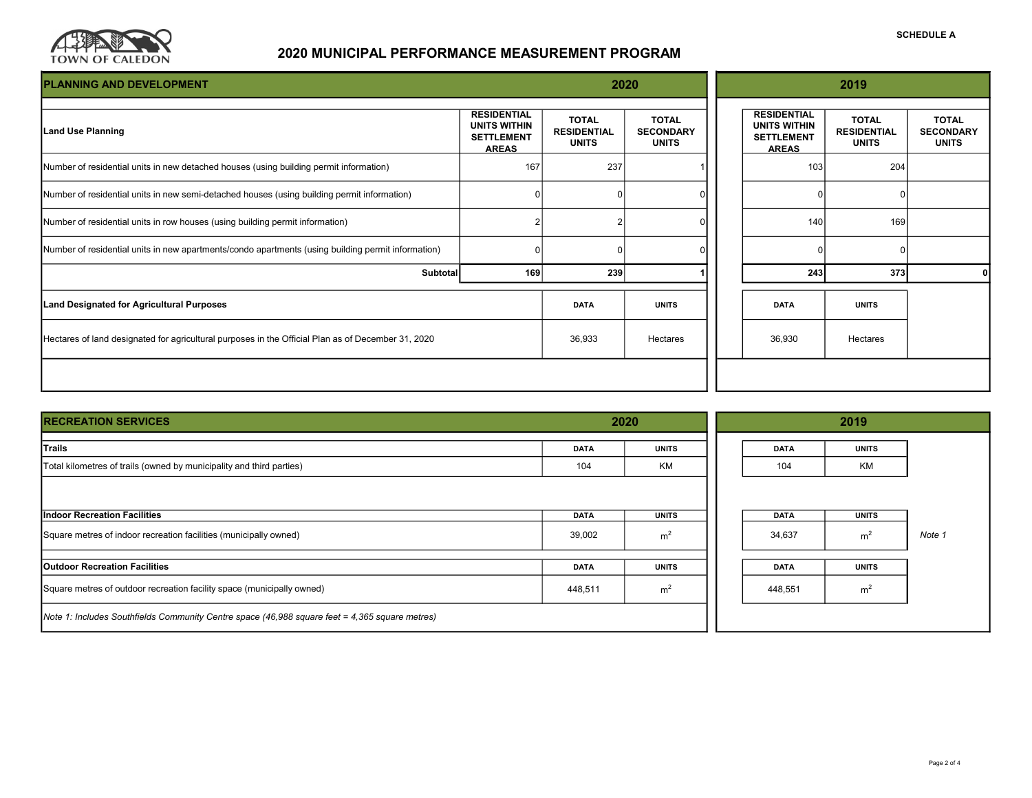SCHEDULE A

TOWN OF CALEDON

# 2020 MUNICIPAL PERFORMANCE MEASUREMENT PROGRAM

## PLANNING AND DEVELOPMENT

| Land Use Planning | 2020 RESIDENTIAL UNITS WITHIN SETTLEMENT AREAS | 2020 TOTAL RESIDENTIAL UNITS | 2020 TOTAL SECONDARY UNITS | 2019 RESIDENTIAL UNITS WITHIN SETTLEMENT AREAS | 2019 TOTAL RESIDENTIAL UNITS | 2019 TOTAL SECONDARY UNITS |
|---|---|---|---|---|---|---|
| Number of residential units in new detached houses (using building permit information) | 167 | 237 | 1 | 103 | 204 | |
| Number of residential units in new semi-detached houses (using building permit information) | 0 | 0 | 0 | 0 | 0 | |
| Number of residential units in row houses (using building permit information) | 2 | 2 | 0 | 140 | 169 | |
| Number of residential units in new apartments/condo apartments (using building permit information) | 0 | 0 | 0 | 0 | 0 | |
| **Subtotal** | **169** | **239** | **1** | **243** | **373** | **0** |

| Land Designated for Agricultural Purposes | 2020 DATA | 2020 UNITS | 2019 DATA | 2019 UNITS |
|---|---|---|---|---|
| Hectares of land designated for agricultural purposes in the Official Plan as of December 31, 2020 | 36,933 | Hectares | 36,930 | Hectares |

## RECREATION SERVICES

| | 2020 DATA | 2020 UNITS | 2019 DATA | 2019 UNITS | |
|---|---|---|---|---|---|
| **Trails** | | | | | |
| Total kilometres of trails (owned by municipality and third parties) | 104 | KM | 104 | KM | |
| **Indoor Recreation Facilities** | | | | | |
| Square metres of indoor recreation facilities (municipally owned) | 39,002 | $m^2$ | 34,637 | $m^2$ | *Note 1* |
| **Outdoor Recreation Facilities** | | | | | |
| Square metres of outdoor recreation facility space (municipally owned) | 448,511 | $m^2$ | 448,551 | $m^2$ | |

*Note 1: Includes Southfields Community Centre space (46,988 square feet = 4,365 square metres)*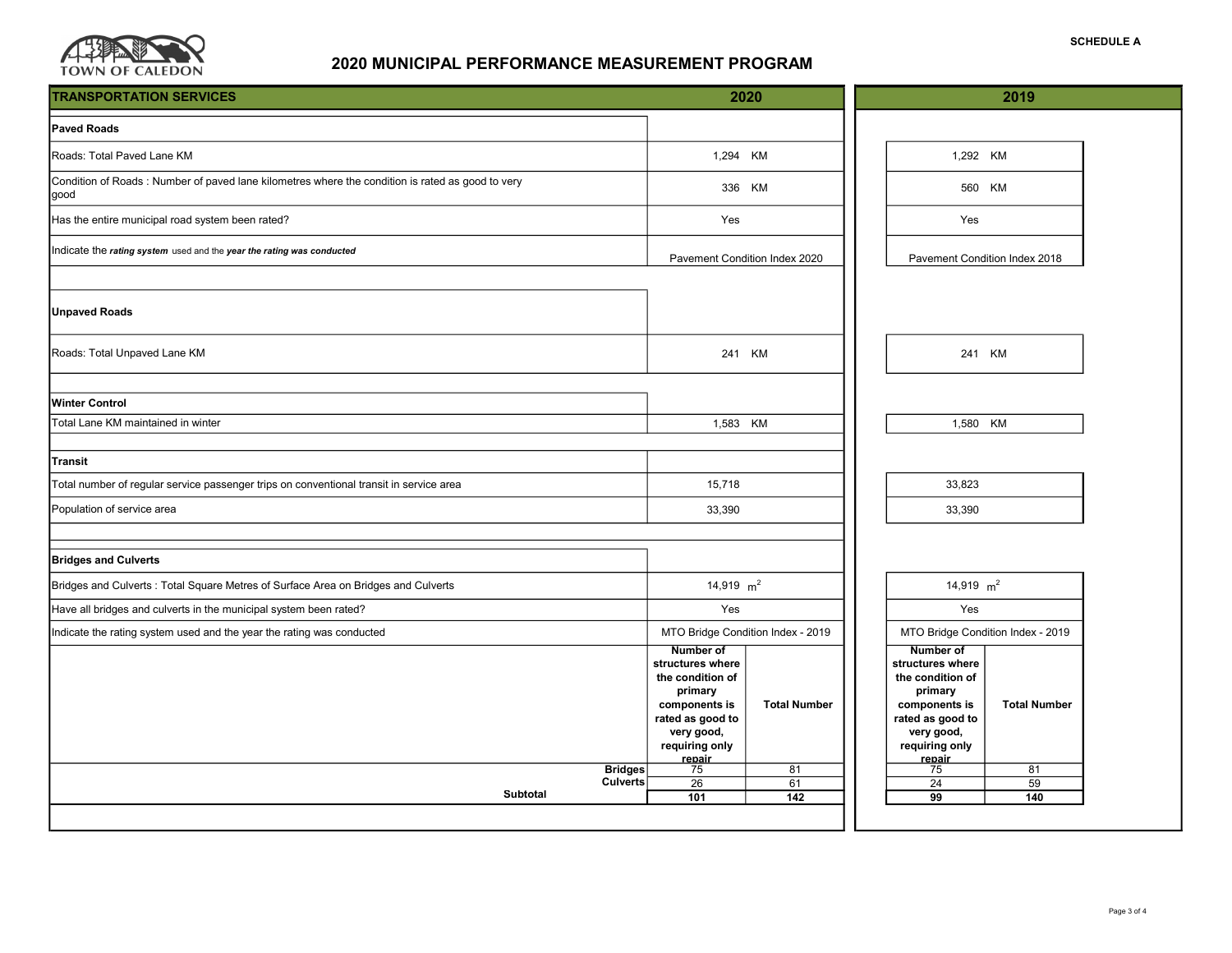TOWN OF CALEDON

SCHEDULE A

# 2020 MUNICIPAL PERFORMANCE MEASUREMENT PROGRAM

| TRANSPORTATION SERVICES | 2020 | | 2019 | |
|---|---|---|---|---|
| **Paved Roads** | | | | |
| Roads: Total Paved Lane KM | 1,294 KM | | 1,292 KM | |
| Condition of Roads : Number of paved lane kilometres where the condition is rated as good to very good | 336 KM | | 560 KM | |
| Has the entire municipal road system been rated? | Yes | | Yes | |
| Indicate the ***rating system*** used and the ***year the rating was conducted*** | Pavement Condition Index 2020 | | Pavement Condition Index 2018 | |
| **Unpaved Roads** | | | | |
| Roads: Total Unpaved Lane KM | 241 KM | | 241 KM | |
| **Winter Control** | | | | |
| Total Lane KM maintained in winter | 1,583 KM | | 1,580 KM | |
| **Transit** | | | | |
| Total number of regular service passenger trips on conventional transit in service area | 15,718 | | 33,823 | |
| Population of service area | 33,390 | | 33,390 | |
| **Bridges and Culverts** | | | | |
| Bridges and Culverts : Total Square Metres of Surface Area on Bridges and Culverts | 14,919 $m^2$ | | 14,919 $m^2$ | |
| Have all bridges and culverts in the municipal system been rated? | Yes | | Yes | |
| Indicate the rating system used and the year the rating was conducted | MTO Bridge Condition Index - 2019 | | MTO Bridge Condition Index - 2019 | |
| | **Number of structures where the condition of primary components is rated as good to very good, requiring only repair** | **Total Number** | **Number of structures where the condition of primary components is rated as good to very good, requiring only repair** | **Total Number** |
| **Bridges** | 75 | 81 | 75 | 81 |
| **Culverts** | 26 | 61 | 24 | 59 |
| **Subtotal** | **101** | **142** | **99** | **140** |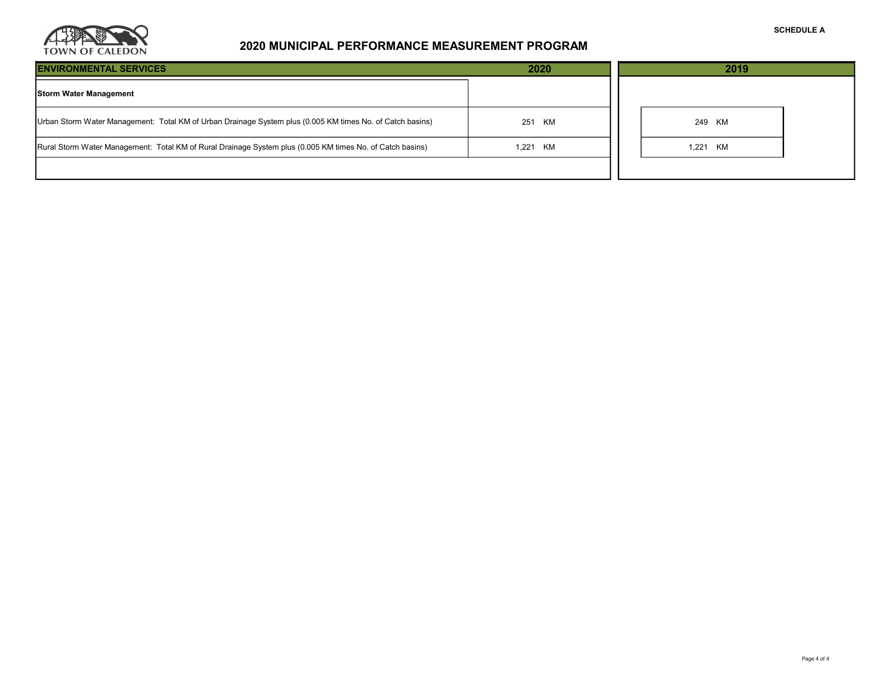TOWN OF CALEDON

SCHEDULE A

# 2020 MUNICIPAL PERFORMANCE MEASUREMENT PROGRAM

| ENVIRONMENTAL SERVICES | 2020 | 2019 |
|---|---|---|
| **Storm Water Management** | | |
| Urban Storm Water Management: Total KM of Urban Drainage System plus (0.005 KM times No. of Catch basins) | 251 KM | 249 KM |
| Rural Storm Water Management: Total KM of Rural Drainage System plus (0.005 KM times No. of Catch basins) | 1,221 KM | 1,221 KM |